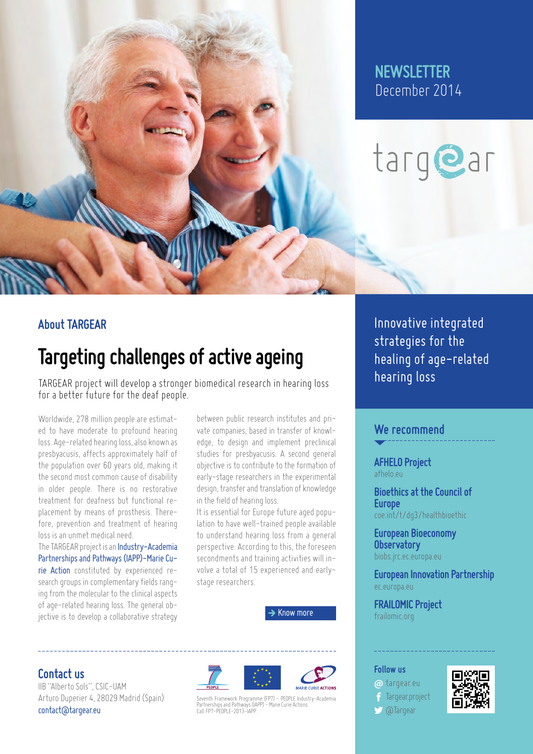**NEWSLETTER**
December 2014

targear

Innovative integrated strategies for the healing of age-related hearing loss

## About TARGEAR

# Targeting challenges of active ageing

TARGEAR project will develop a stronger biomedical research in hearing loss for a better future for the deaf people.

Worldwide, 278 million people are estimated to have moderate to profound hearing loss. Age-related hearing loss, also known as presbyacusis, affects approximately half of the population over 60 years old, making it the second most common cause of disability in older people. There is no restorative treatment for deafness but functional replacement by means of prosthesis. Therefore, prevention and treatment of hearing loss is an unmet medical need.

The TARGEAR project is an Industry-Academia Partnerships and Pathways (IAPP)-Marie Curie Action constituted by experienced research groups in complementary fields ranging from the molecular to the clinical aspects of age-related hearing loss. The general objective is to develop a collaborative strategy between public research institutes and private companies, based in transfer of knowledge, to design and implement preclinical studies for presbyacusis. A second general objective is to contribute to the formation of early-stage researchers in the experimental design, transfer and translation of knowledge in the field of hearing loss.

It is essential for Europe future aged population to have well-trained people available to understand hearing loss from a general perspective. According to this, the foreseen secondments and training activities will involve a total of 15 experienced and early-stage researchers.

→ Know more

## We recommend

**AFHELO Project**
afhelo.eu

**Bioethics at the Council of Europe**
coe.int/t/dg3/healthbioethic

**European Bioeconomy Observatory**
biobs.jrc.ec.europa.eu

**European Innovation Partnership**
ec.europa.eu

**FRAILOMIC Project**
frailomic.org

## Contact us

IIB "Alberto Sols", CSIC-UAM
Arturo Duperier 4, 28029 Madrid (Spain)
contact@targear.eu

Seventh Framework Programme (FP7) - PEOPLE Industry-Academia Partnerships and Pathways (IAPP) - Marie Curie Actions.
Call: FP7-PEOPLE-2013-IAPP

**Follow us**

- targear.eu
- Targear.project
- @Targear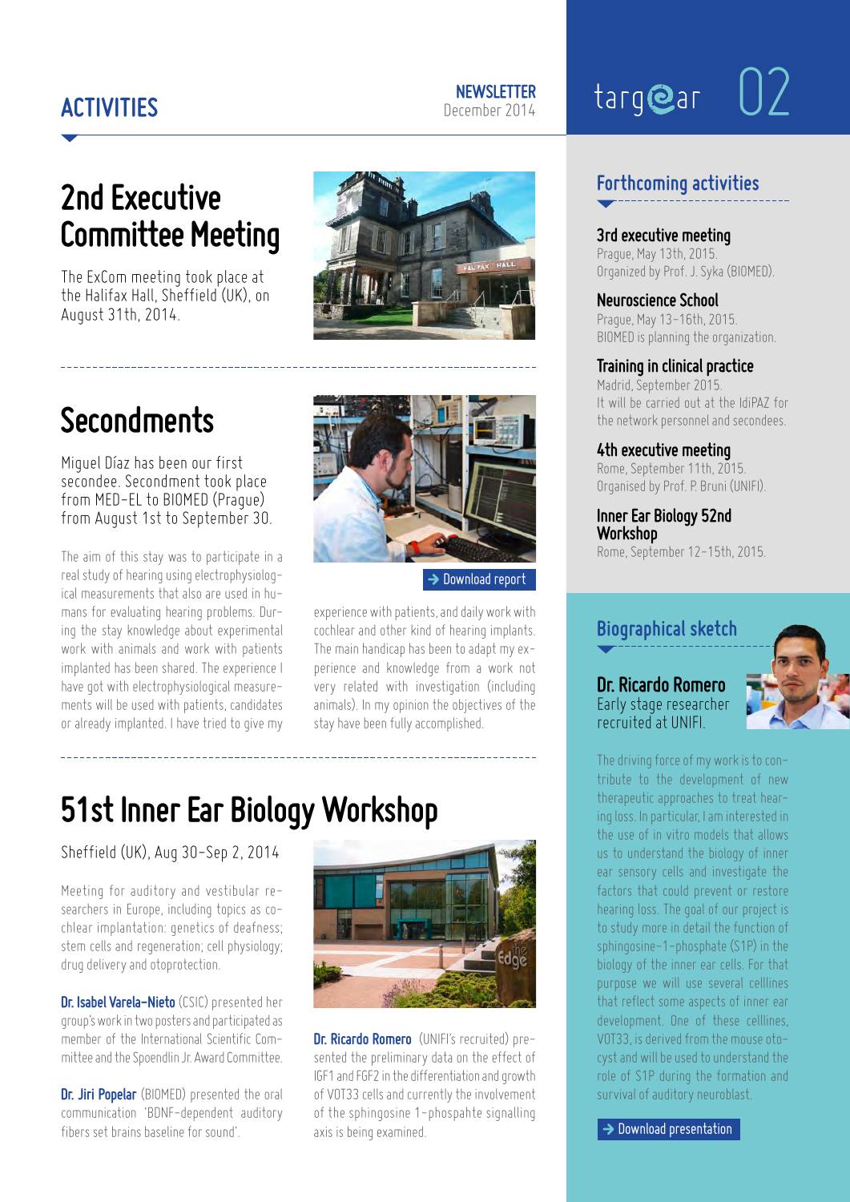# ACTIVITIES

**NEWSLETTER**
December 2014

targear 02

## 2nd Executive Committee Meeting

The ExCom meeting took place at the Halifax Hall, Sheffield (UK), on August 31th, 2014.

## Secondments

Miguel Díaz has been our first secondee. Secondment took place from MED-EL to BIOMED (Prague) from August 1st to September 30.

The aim of this stay was to participate in a real study of hearing using electrophysiological measurements that also are used in humans for evaluating hearing problems. During the stay knowledge about experimental work with animals and work with patients implanted has been shared. The experience I have got with electrophysiological measurements will be used with patients, candidates or already implanted. I have tried to give my experience with patients, and daily work with cochlear and other kind of hearing implants. The main handicap has been to adapt my experience and knowledge from a work not very related with investigation (including animals). In my opinion the objectives of the stay have been fully accomplished.

→ Download report

## 51st Inner Ear Biology Workshop

Sheffield (UK), Aug 30-Sep 2, 2014

Meeting for auditory and vestibular researchers in Europe, including topics as cochlear implantation; genetics of deafness; stem cells and regeneration; cell physiology; drug delivery and otoprotection.

**Dr. Isabel Varela-Nieto** (CSIC) presented her group's work in two posters and participated as member of the International Scientific Committee and the Spoendlin Jr. Award Committee.

**Dr. Jiri Popelar** (BIOMED) presented the oral communication 'BDNF-dependent auditory fibers set brains baseline for sound'.

**Dr. Ricardo Romero** (UNIFI's recruited) presented the preliminary data on the effect of IGF1 and FGF2 in the differentiation and growth of VOT33 cells and currently the involvement of the sphingosine 1-phospahte signalling axis is being examined.

## Forthcoming activities

**3rd executive meeting**
Prague, May 13th, 2015.
Organized by Prof. J. Syka (BIOMED).

**Neuroscience School**
Prague, May 13-16th, 2015.
BIOMED is planning the organization.

**Training in clinical practice**
Madrid, September 2015.
It will be carried out at the IdiPAZ for the network personnel and secondees.

**4th executive meeting**
Rome, September 11th, 2015.
Organised by Prof. P. Bruni (UNIFI).

**Inner Ear Biology 52nd Workshop**
Rome, September 12-15th, 2015.

## Biographical sketch

**Dr. Ricardo Romero**
Early stage researcher recruited at UNIFI.

The driving force of my work is to contribute to the development of new therapeutic approaches to treat hearing loss. In particular, I am interested in the use of in vitro models that allows us to understand the biology of inner ear sensory cells and investigate the factors that could prevent or restore hearing loss. The goal of our project is to study more in detail the function of sphingosine-1-phosphate (S1P) in the biology of the inner ear cells. For that purpose we will use several cellines that reflect some aspects of inner ear development. One of these cellines, VOT33, is derived from the mouse otocyst and will be used to understand the role of S1P during the formation and survival of auditory neuroblast.

→ Download presentation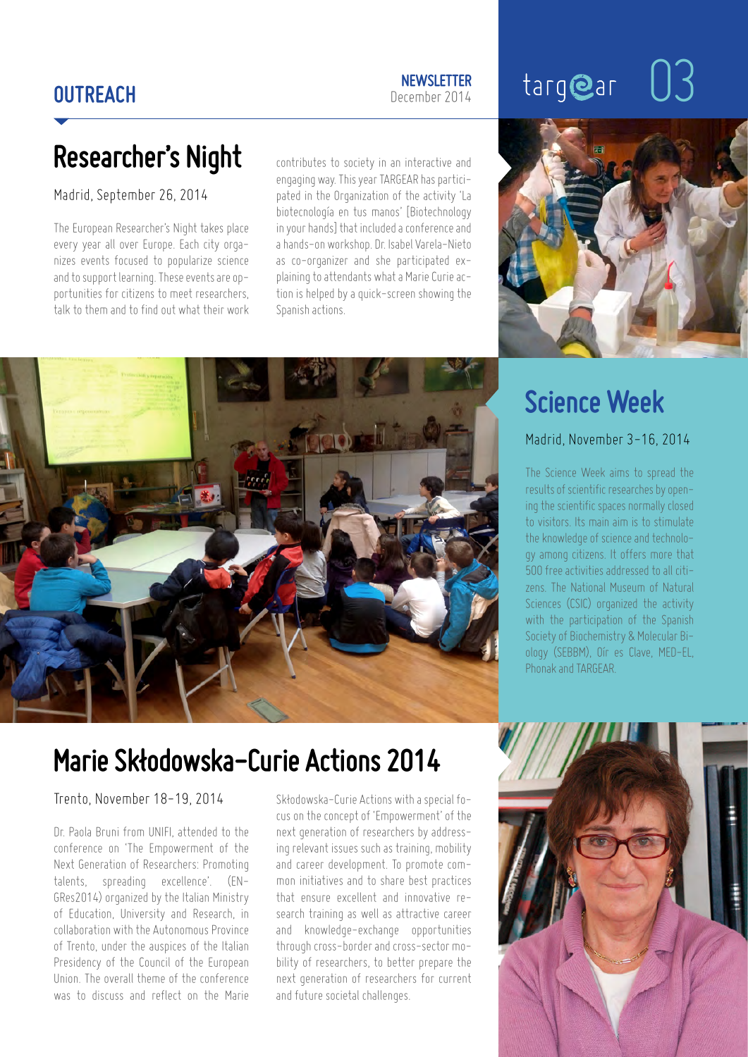# OUTREACH

**NEWSLETTER**
December 2014

targear 03

## Researcher's Night

Madrid, September 26, 2014

The European Researcher's Night takes place every year all over Europe. Each city organizes events focused to popularize science and to support learning. These events are opportunities for citizens to meet researchers, talk to them and to find out what their work contributes to society in an interactive and engaging way. This year TARGEAR has participated in the Organization of the activity 'La biotecnología en tus manos' [Biotechnology in your hands] that included a conference and a hands-on workshop. Dr. Isabel Varela-Nieto as co-organizer and she participated explaining to attendants what a Marie Curie action is helped by a quick-screen showing the Spanish actions.

## Science Week

Madrid, November 3-16, 2014

The Science Week aims to spread the results of scientific researches by opening the scientific spaces normally closed to visitors. Its main aim is to stimulate the knowledge of science and technology among citizens. It offers more that 500 free activities addressed to all citizens. The National Museum of Natural Sciences (CSIC) organized the activity with the participation of the Spanish Society of Biochemistry & Molecular Biology (SEBBM), Oír es Clave, MED-EL, Phonak and TARGEAR.

## Marie Skłodowska-Curie Actions 2014

Trento, November 18-19, 2014

Dr. Paola Bruni from UNIFI, attended to the conference on 'The Empowerment of the Next Generation of Researchers: Promoting talents, spreading excellence'. (ENGRes2014) organized by the Italian Ministry of Education, University and Research, in collaboration with the Autonomous Province of Trento, under the auspices of the Italian Presidency of the Council of the European Union. The overall theme of the conference was to discuss and reflect on the Marie Skłodowska-Curie Actions with a special focus on the concept of 'Empowerment' of the next generation of researchers by addressing relevant issues such as training, mobility and career development. To promote common initiatives and to share best practices that ensure excellent and innovative research training as well as attractive career and knowledge-exchange opportunities through cross-border and cross-sector mobility of researchers, to better prepare the next generation of researchers for current and future societal challenges.